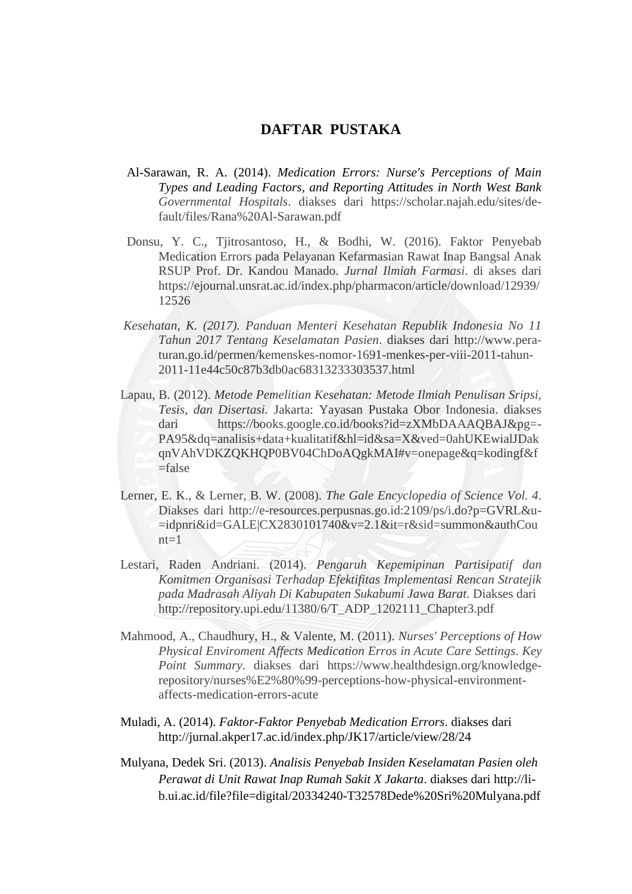# DAFTAR PUSTAKA

Al-Sarawan, R. A. (2014). *Medication Errors: Nurse's Perceptions of Main Types and Leading Factors, and Reporting Attitudes in North West Bank Governmental Hospitals*. diakses dari https://scholar.najah.edu/sites/default/files/Rana%20Al-Sarawan.pdf

Donsu, Y. C., Tjitrosantoso, H., & Bodhi, W. (2016). Faktor Penyebab Medication Errors pada Pelayanan Kefarmasian Rawat Inap Bangsal Anak RSUP Prof. Dr. Kandou Manado. *Jurnal Ilmiah Farmasi*. di akses dari https://ejournal.unsrat.ac.id/index.php/pharmacon/article/download/12939/12526

*Kesehatan, K. (2017). Panduan Menteri Kesehatan Republik Indonesia No 11 Tahun 2017 Tentang Keselamatan Pasien*. diakses dari http://www.peraturan.go.id/permen/kemenskes-nomor-1691-menkes-per-viii-2011-tahun-2011-11e44c50c87b3db0ac68313233303537.html

Lapau, B. (2012). *Metode Pemelitian Kesehatan: Metode Ilmiah Penulisan Sripsi, Tesis, dan Disertasi.* Jakarta: Yayasan Pustaka Obor Indonesia. diakses dari https://books.google.co.id/books?id=zXMbDAAAQBAJ&pg=PA95&dq=analisis+data+kualitatif&hl=id&sa=X&ved=0ahUKEwialJDakqnVAhVDKZQKHQP0BV04ChDoAQgkMAI#v=onepage&q=kodingf&f=false

Lerner, E. K., & Lerner, B. W. (2008). *The Gale Encyclopedia of Science Vol. 4*. Diakses dari http://e-resources.perpusnas.go.id:2109/ps/i.do?p=GVRL&u=idpnri&id=GALE|CX2830101740&v=2.1&it=r&sid=summon&authCount=1

Lestari, Raden Andriani. (2014). *Pengaruh Kepemipinan Partisipatif dan Komitmen Organisasi Terhadap Efektifitas Implementasi Rencan Stratejik pada Madrasah Aliyah Di Kabupaten Sukabumi Jawa Barat*. Diakses dari http://repository.upi.edu/11380/6/T_ADP_1202111_Chapter3.pdf

Mahmood, A., Chaudhury, H., & Valente, M. (2011). *Nurses' Perceptions of How Physical Enviroment Affects Medication Erros in Acute Care Settings. Key Point Summary*. diakses dari https://www.healthdesign.org/knowledge-repository/nurses%E2%80%99-perceptions-how-physical-environment-affects-medication-errors-acute

Muladi, A. (2014). *Faktor-Faktor Penyebab Medication Errors*. diakses dari http://jurnal.akper17.ac.id/index.php/JK17/article/view/28/24

Mulyana, Dedek Sri. (2013). *Analisis Penyebab Insiden Keselamatan Pasien oleh Perawat di Unit Rawat Inap Rumah Sakit X Jakarta*. diakses dari http://lib.ui.ac.id/file?file=digital/20334240-T32578Dede%20Sri%20Mulyana.pdf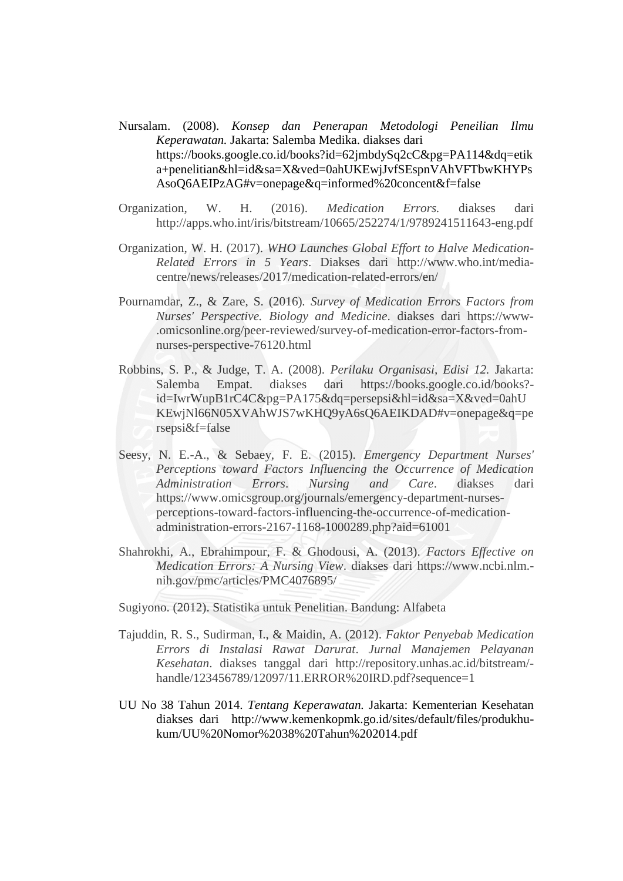Nursalam. (2008). *Konsep dan Penerapan Metodologi Peneilian Ilmu Keperawatan.* Jakarta: Salemba Medika. diakses dari https://books.google.co.id/books?id=62jmbdySq2cC&pg=PA114&dq=etika+penelitian&hl=id&sa=X&ved=0ahUKEwjJvfSEspnVAhVFTbwKHYPsAsoQ6AEIPzAG#v=onepage&q=informed%20concent&f=false

Organization, W. H. (2016). *Medication Errors.* diakses dari http://apps.who.int/iris/bitstream/10665/252274/1/9789241511643-eng.pdf

Organization, W. H. (2017). *WHO Launches Global Effort to Halve Medication-Related Errors in 5 Years*. Diakses dari http://www.who.int/media-centre/news/releases/2017/medication-related-errors/en/

Pournamdar, Z., & Zare, S. (2016). *Survey of Medication Errors Factors from Nurses' Perspective. Biology and Medicine*. diakses dari https://www-.omicsonline.org/peer-reviewed/survey-of-medication-error-factors-from-nurses-perspective-76120.html

Robbins, S. P., & Judge, T. A. (2008). *Perilaku Organisasi, Edisi 12*. Jakarta: Salemba Empat. diakses dari https://books.google.co.id/books?-id=IwrWupB1rC4C&pg=PA175&dq=persepsi&hl=id&sa=X&ved=0ahUKEwjNl66N05XVAhWJS7wKHQ9yA6sQ6AEIKDAD#v=onepage&q=persepsi&f=false

Seesy, N. E.-A., & Sebaey, F. E. (2015). *Emergency Department Nurses' Perceptions toward Factors Influencing the Occurrence of Medication Administration Errors*. *Nursing and Care*. diakses dari https://www.omicsgroup.org/journals/emergency-department-nurses-perceptions-toward-factors-influencing-the-occurrence-of-medication-administration-errors-2167-1168-1000289.php?aid=61001

Shahrokhi, A., Ebrahimpour, F. & Ghodousi, A. (2013). *Factors Effective on Medication Errors: A Nursing View*. diakses dari https://www.ncbi.nlm.-nih.gov/pmc/articles/PMC4076895/

Sugiyono. (2012). Statistika untuk Penelitian. Bandung: Alfabeta

Tajuddin, R. S., Sudirman, I., & Maidin, A. (2012). *Faktor Penyebab Medication Errors di Instalasi Rawat Darurat*. *Jurnal Manajemen Pelayanan Kesehatan*. diakses tanggal dari http://repository.unhas.ac.id/bitstream/-handle/123456789/12097/11.ERROR%20IRD.pdf?sequence=1

UU No 38 Tahun 2014. *Tentang Keperawatan.* Jakarta: Kementerian Kesehatan diakses dari http://www.kemenkopmk.go.id/sites/default/files/produkhu-kum/UU%20Nomor%2038%20Tahun%202014.pdf